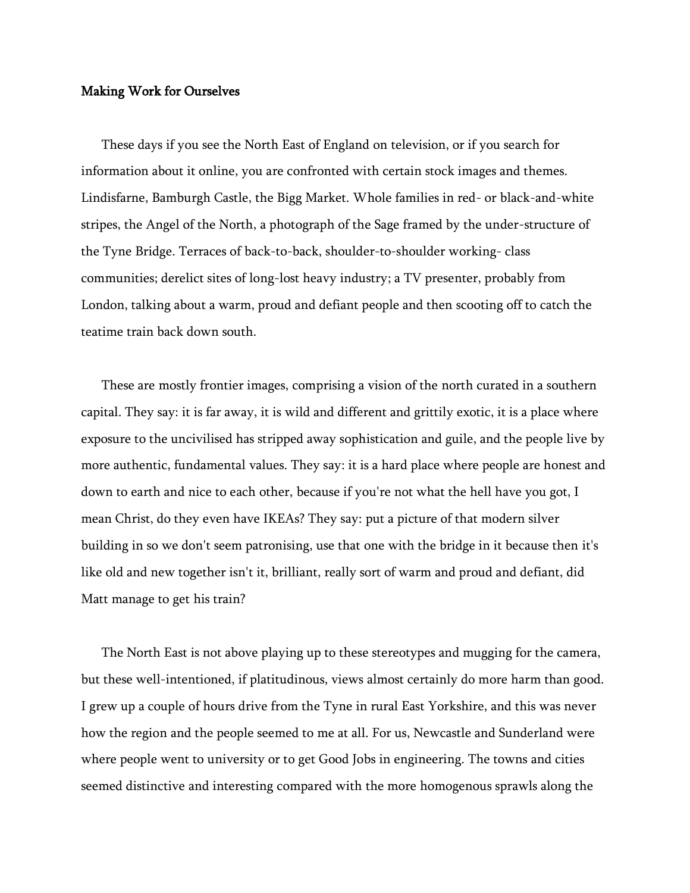# Making Work for Ourselves

These days if you see the North East of England on television, or if you search for information about it online, you are confronted with certain stock images and themes. Lindisfarne, Bamburgh Castle, the Bigg Market. Whole families in red- or black-and-white stripes, the Angel of the North, a photograph of the Sage framed by the under-structure of the Tyne Bridge. Terraces of back-to-back, shoulder-to-shoulder working- class communities; derelict sites of long-lost heavy industry; a TV presenter, probably from London, talking about a warm, proud and defiant people and then scooting off to catch the teatime train back down south.

These are mostly frontier images, comprising a vision of the north curated in a southern capital. They say: it is far away, it is wild and different and grittily exotic, it is a place where exposure to the uncivilised has stripped away sophistication and guile, and the people live by more authentic, fundamental values. They say: it is a hard place where people are honest and down to earth and nice to each other, because if you're not what the hell have you got, I mean Christ, do they even have IKEAs? They say: put a picture of that modern silver building in so we don't seem patronising, use that one with the bridge in it because then it's like old and new together isn't it, brilliant, really sort of warm and proud and defiant, did Matt manage to get his train?

The North East is not above playing up to these stereotypes and mugging for the camera, but these well-intentioned, if platitudinous, views almost certainly do more harm than good. I grew up a couple of hours drive from the Tyne in rural East Yorkshire, and this was never how the region and the people seemed to me at all. For us, Newcastle and Sunderland were where people went to university or to get Good Jobs in engineering. The towns and cities seemed distinctive and interesting compared with the more homogenous sprawls along the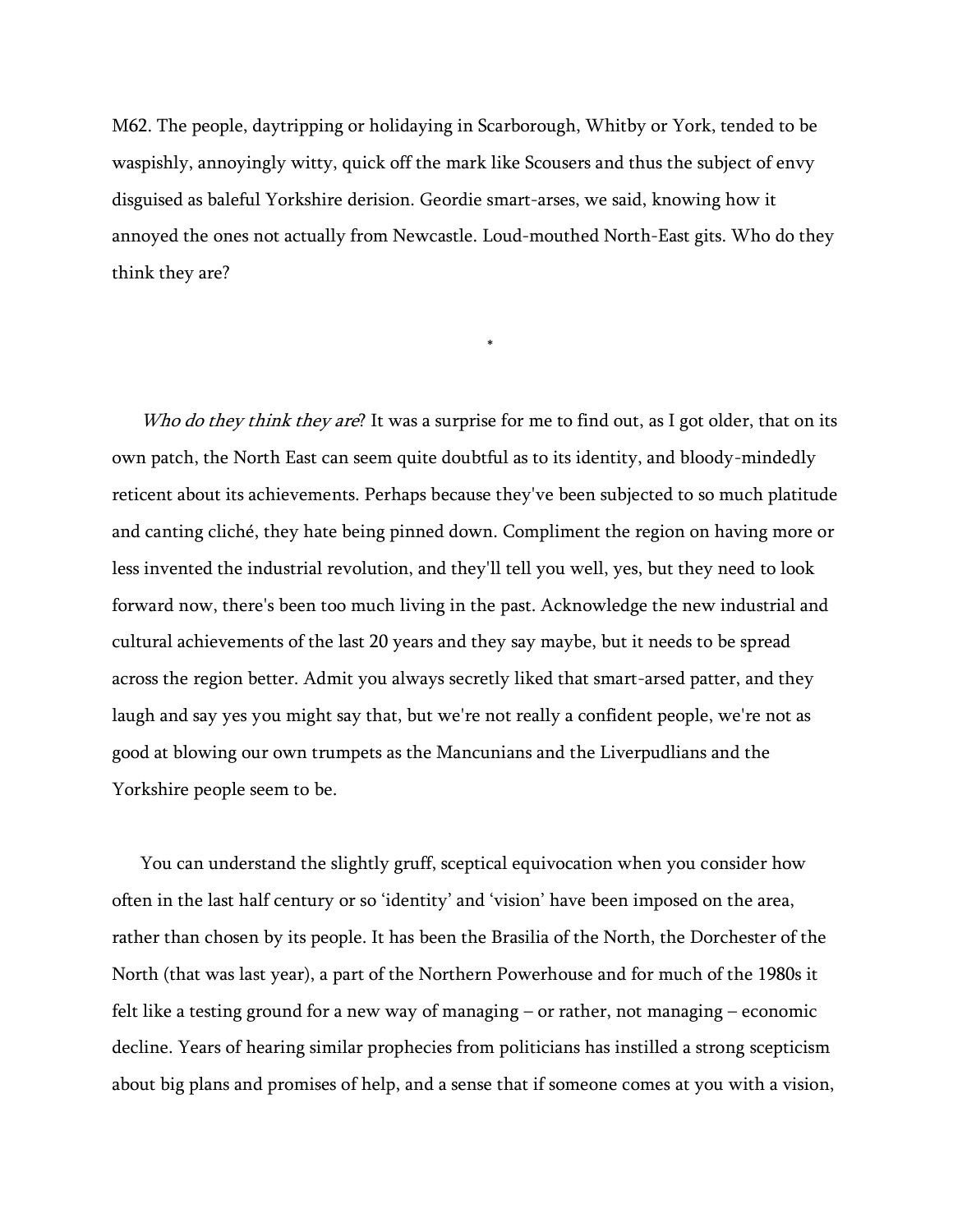M62. The people, daytripping or holidaying in Scarborough, Whitby or York, tended to be waspishly, annoyingly witty, quick off the mark like Scousers and thus the subject of envy disguised as baleful Yorkshire derision. Geordie smart-arses, we said, knowing how it annoyed the ones not actually from Newcastle. Loud-mouthed North-East gits. Who do they think they are?

*

*Who do they think they are*? It was a surprise for me to find out, as I got older, that on its own patch, the North East can seem quite doubtful as to its identity, and bloody-mindedly reticent about its achievements. Perhaps because they've been subjected to so much platitude and canting cliché, they hate being pinned down. Compliment the region on having more or less invented the industrial revolution, and they'll tell you well, yes, but they need to look forward now, there's been too much living in the past. Acknowledge the new industrial and cultural achievements of the last 20 years and they say maybe, but it needs to be spread across the region better. Admit you always secretly liked that smart-arsed patter, and they laugh and say yes you might say that, but we're not really a confident people, we're not as good at blowing our own trumpets as the Mancunians and the Liverpudlians and the Yorkshire people seem to be.

You can understand the slightly gruff, sceptical equivocation when you consider how often in the last half century or so 'identity' and 'vision' have been imposed on the area, rather than chosen by its people. It has been the Brasilia of the North, the Dorchester of the North (that was last year), a part of the Northern Powerhouse and for much of the 1980s it felt like a testing ground for a new way of managing – or rather, not managing – economic decline. Years of hearing similar prophecies from politicians has instilled a strong scepticism about big plans and promises of help, and a sense that if someone comes at you with a vision,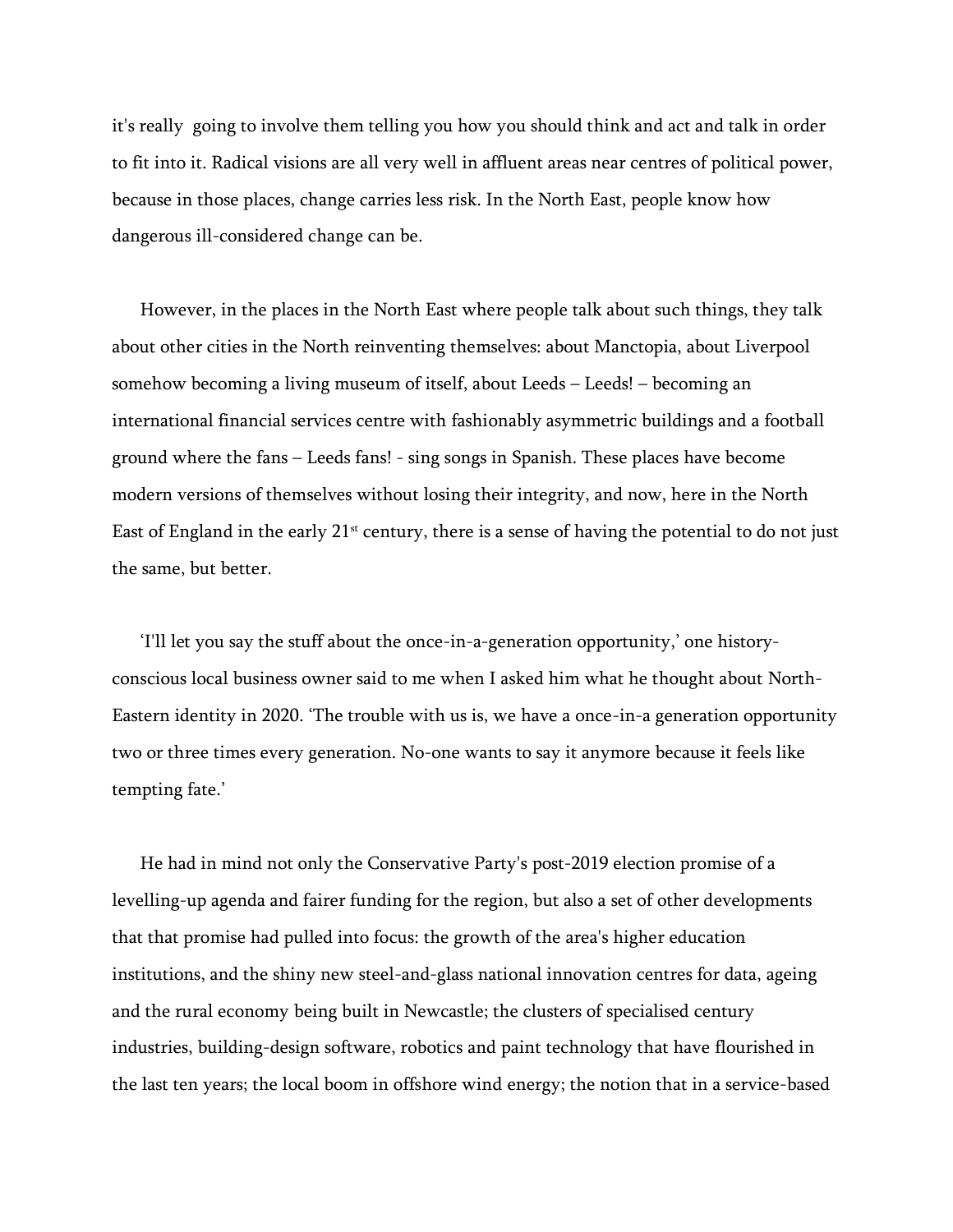it's really going to involve them telling you how you should think and act and talk in order to fit into it. Radical visions are all very well in affluent areas near centres of political power, because in those places, change carries less risk. In the North East, people know how dangerous ill-considered change can be.

However, in the places in the North East where people talk about such things, they talk about other cities in the North reinventing themselves: about Manctopia, about Liverpool somehow becoming a living museum of itself, about Leeds – Leeds! – becoming an international financial services centre with fashionably asymmetric buildings and a football ground where the fans – Leeds fans! - sing songs in Spanish. These places have become modern versions of themselves without losing their integrity, and now, here in the North East of England in the early 21st century, there is a sense of having the potential to do not just the same, but better.

'I'll let you say the stuff about the once-in-a-generation opportunity,' one history-conscious local business owner said to me when I asked him what he thought about North-Eastern identity in 2020. 'The trouble with us is, we have a once-in-a generation opportunity two or three times every generation. No-one wants to say it anymore because it feels like tempting fate.'

He had in mind not only the Conservative Party's post-2019 election promise of a levelling-up agenda and fairer funding for the region, but also a set of other developments that that promise had pulled into focus: the growth of the area's higher education institutions, and the shiny new steel-and-glass national innovation centres for data, ageing and the rural economy being built in Newcastle; the clusters of specialised century industries, building-design software, robotics and paint technology that have flourished in the last ten years; the local boom in offshore wind energy; the notion that in a service-based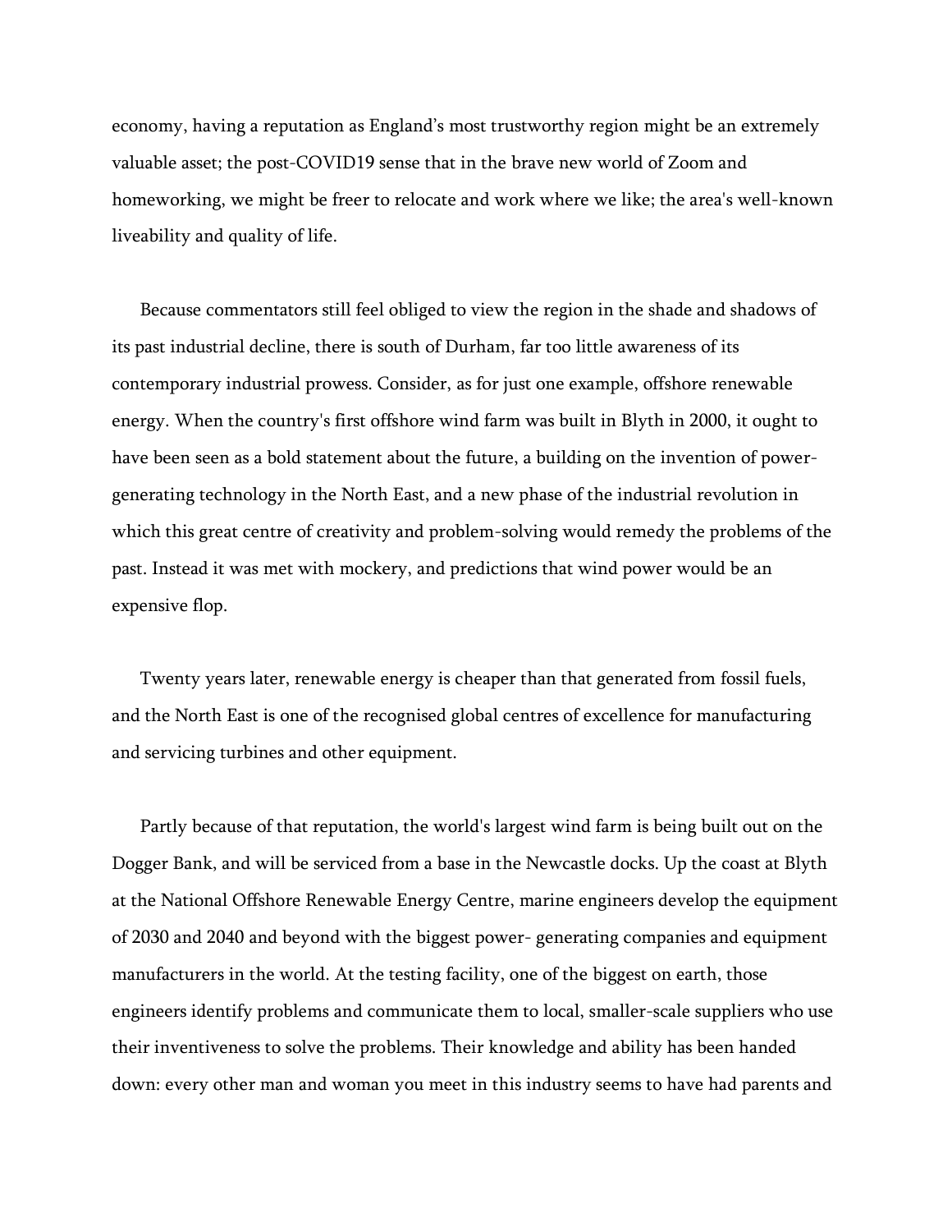economy, having a reputation as England's most trustworthy region might be an extremely valuable asset; the post-COVID19 sense that in the brave new world of Zoom and homeworking, we might be freer to relocate and work where we like; the area's well-known liveability and quality of life.

Because commentators still feel obliged to view the region in the shade and shadows of its past industrial decline, there is south of Durham, far too little awareness of its contemporary industrial prowess. Consider, as for just one example, offshore renewable energy. When the country's first offshore wind farm was built in Blyth in 2000, it ought to have been seen as a bold statement about the future, a building on the invention of power-generating technology in the North East, and a new phase of the industrial revolution in which this great centre of creativity and problem-solving would remedy the problems of the past. Instead it was met with mockery, and predictions that wind power would be an expensive flop.

Twenty years later, renewable energy is cheaper than that generated from fossil fuels, and the North East is one of the recognised global centres of excellence for manufacturing and servicing turbines and other equipment.

Partly because of that reputation, the world's largest wind farm is being built out on the Dogger Bank, and will be serviced from a base in the Newcastle docks. Up the coast at Blyth at the National Offshore Renewable Energy Centre, marine engineers develop the equipment of 2030 and 2040 and beyond with the biggest power- generating companies and equipment manufacturers in the world. At the testing facility, one of the biggest on earth, those engineers identify problems and communicate them to local, smaller-scale suppliers who use their inventiveness to solve the problems. Their knowledge and ability has been handed down: every other man and woman you meet in this industry seems to have had parents and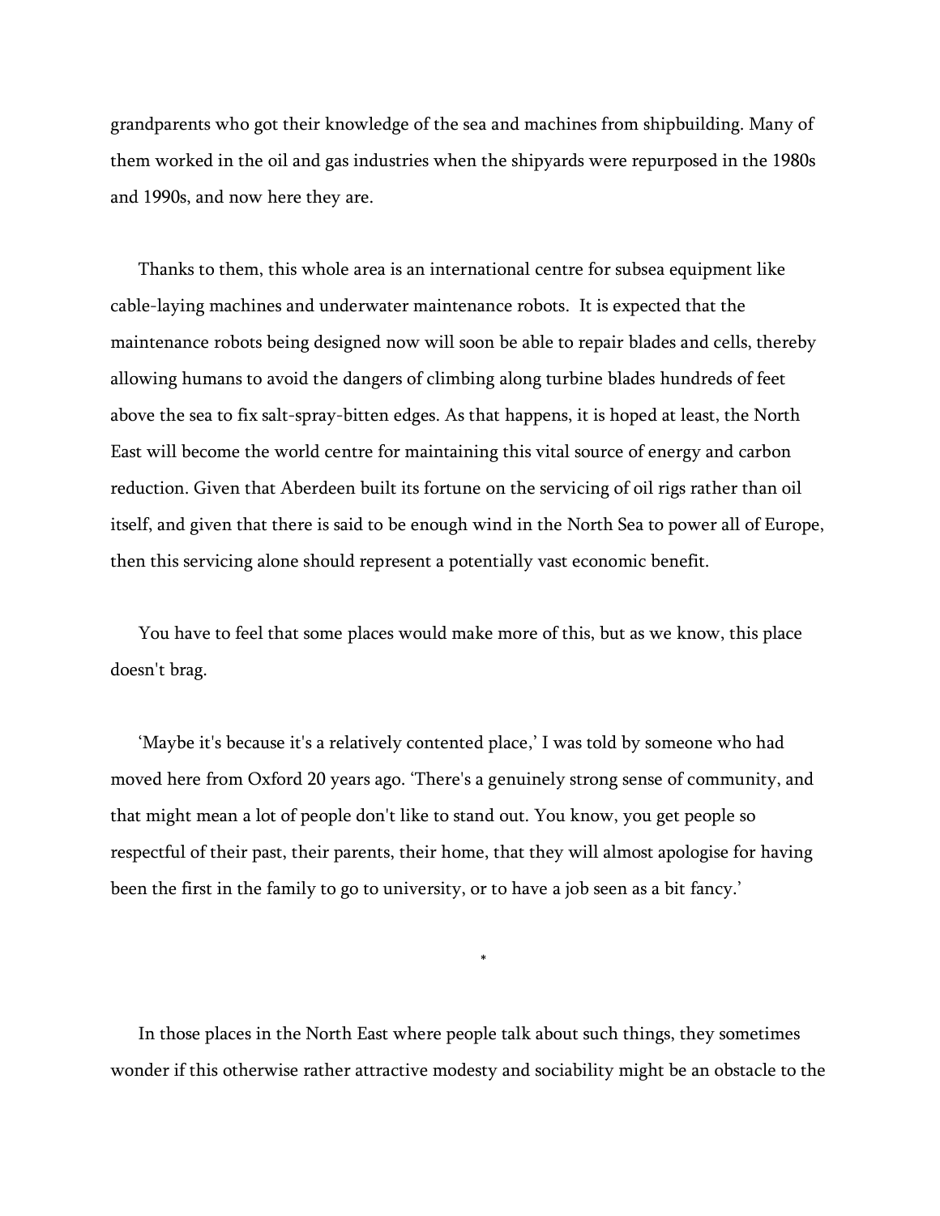grandparents who got their knowledge of the sea and machines from shipbuilding. Many of them worked in the oil and gas industries when the shipyards were repurposed in the 1980s and 1990s, and now here they are.

Thanks to them, this whole area is an international centre for subsea equipment like cable-laying machines and underwater maintenance robots. It is expected that the maintenance robots being designed now will soon be able to repair blades and cells, thereby allowing humans to avoid the dangers of climbing along turbine blades hundreds of feet above the sea to fix salt-spray-bitten edges. As that happens, it is hoped at least, the North East will become the world centre for maintaining this vital source of energy and carbon reduction. Given that Aberdeen built its fortune on the servicing of oil rigs rather than oil itself, and given that there is said to be enough wind in the North Sea to power all of Europe, then this servicing alone should represent a potentially vast economic benefit.

You have to feel that some places would make more of this, but as we know, this place doesn't brag.

'Maybe it's because it's a relatively contented place,' I was told by someone who had moved here from Oxford 20 years ago. 'There's a genuinely strong sense of community, and that might mean a lot of people don't like to stand out. You know, you get people so respectful of their past, their parents, their home, that they will almost apologise for having been the first in the family to go to university, or to have a job seen as a bit fancy.'

*

In those places in the North East where people talk about such things, they sometimes wonder if this otherwise rather attractive modesty and sociability might be an obstacle to the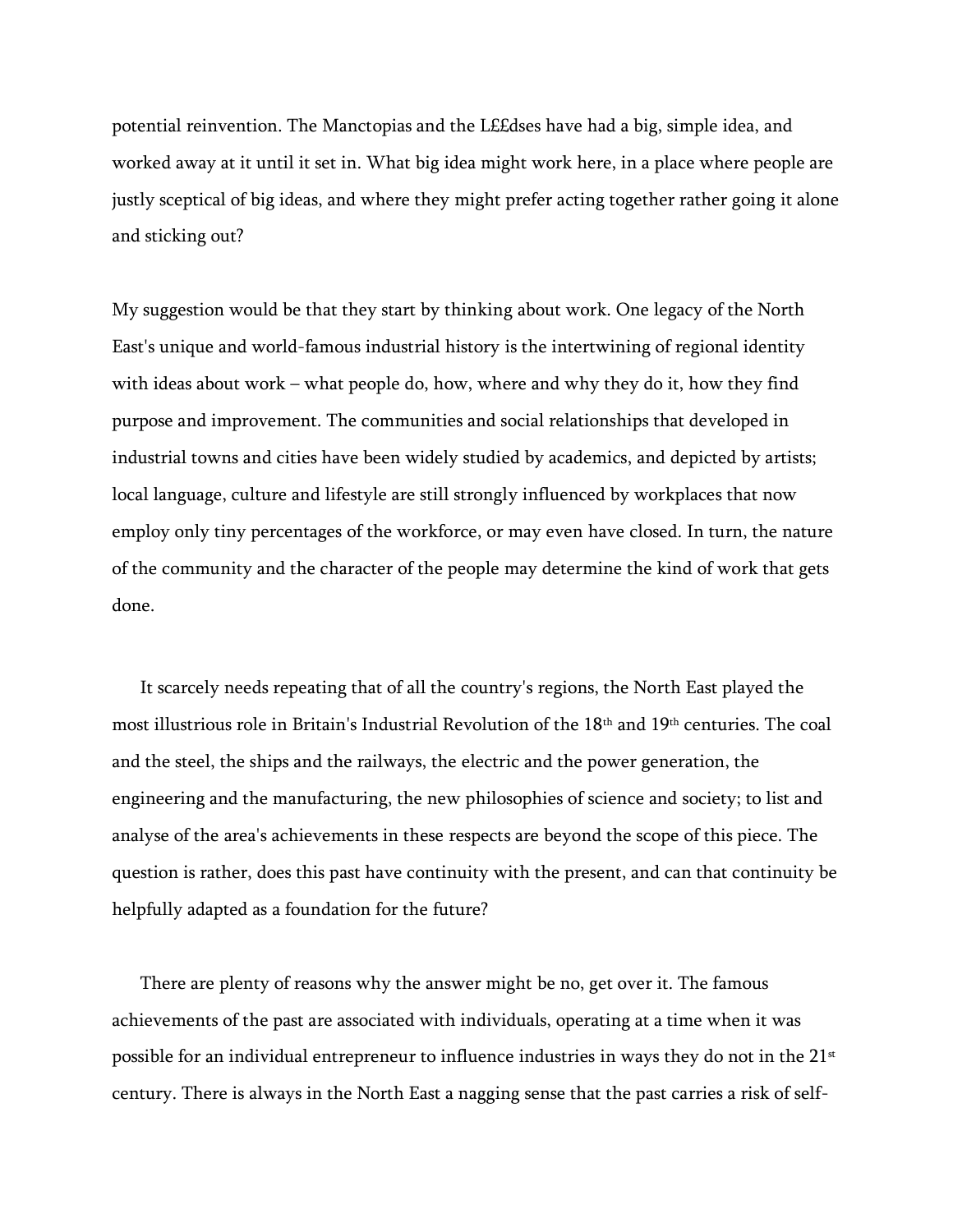potential reinvention. The Manctopias and the L££dses have had a big, simple idea, and worked away at it until it set in. What big idea might work here, in a place where people are justly sceptical of big ideas, and where they might prefer acting together rather going it alone and sticking out?

My suggestion would be that they start by thinking about work. One legacy of the North East's unique and world-famous industrial history is the intertwining of regional identity with ideas about work – what people do, how, where and why they do it, how they find purpose and improvement. The communities and social relationships that developed in industrial towns and cities have been widely studied by academics, and depicted by artists; local language, culture and lifestyle are still strongly influenced by workplaces that now employ only tiny percentages of the workforce, or may even have closed. In turn, the nature of the community and the character of the people may determine the kind of work that gets done.

It scarcely needs repeating that of all the country's regions, the North East played the most illustrious role in Britain's Industrial Revolution of the 18th and 19th centuries. The coal and the steel, the ships and the railways, the electric and the power generation, the engineering and the manufacturing, the new philosophies of science and society; to list and analyse of the area's achievements in these respects are beyond the scope of this piece. The question is rather, does this past have continuity with the present, and can that continuity be helpfully adapted as a foundation for the future?

There are plenty of reasons why the answer might be no, get over it. The famous achievements of the past are associated with individuals, operating at a time when it was possible for an individual entrepreneur to influence industries in ways they do not in the 21st century. There is always in the North East a nagging sense that the past carries a risk of self-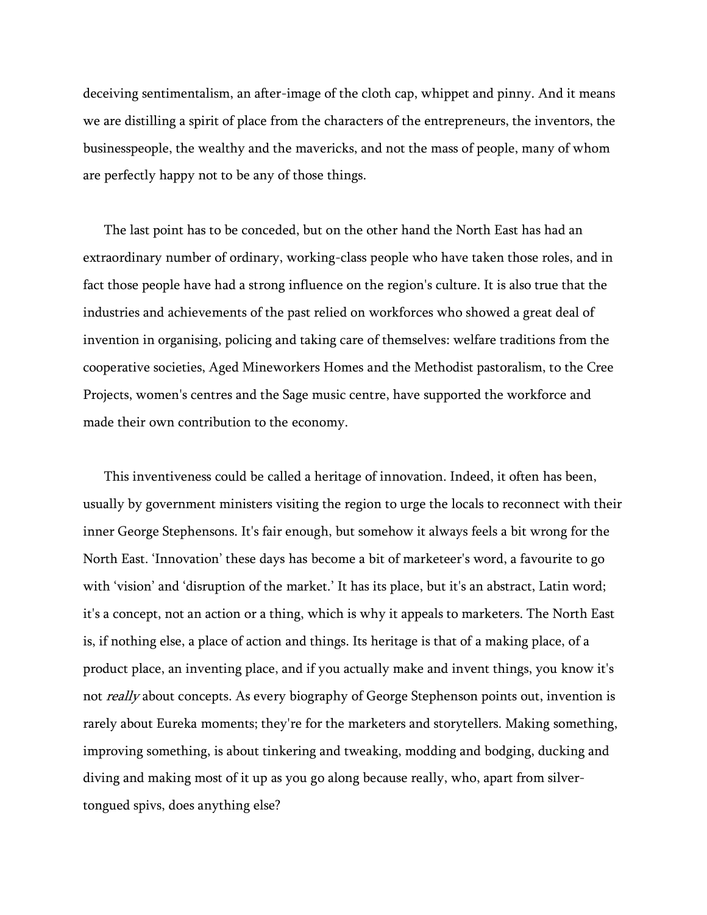deceiving sentimentalism, an after-image of the cloth cap, whippet and pinny. And it means we are distilling a spirit of place from the characters of the entrepreneurs, the inventors, the businesspeople, the wealthy and the mavericks, and not the mass of people, many of whom are perfectly happy not to be any of those things.

The last point has to be conceded, but on the other hand the North East has had an extraordinary number of ordinary, working-class people who have taken those roles, and in fact those people have had a strong influence on the region's culture. It is also true that the industries and achievements of the past relied on workforces who showed a great deal of invention in organising, policing and taking care of themselves: welfare traditions from the cooperative societies, Aged Mineworkers Homes and the Methodist pastoralism, to the Cree Projects, women's centres and the Sage music centre, have supported the workforce and made their own contribution to the economy.

This inventiveness could be called a heritage of innovation. Indeed, it often has been, usually by government ministers visiting the region to urge the locals to reconnect with their inner George Stephensons. It's fair enough, but somehow it always feels a bit wrong for the North East. 'Innovation' these days has become a bit of marketeer's word, a favourite to go with 'vision' and 'disruption of the market.' It has its place, but it's an abstract, Latin word; it's a concept, not an action or a thing, which is why it appeals to marketers. The North East is, if nothing else, a place of action and things. Its heritage is that of a making place, of a product place, an inventing place, and if you actually make and invent things, you know it's not *really* about concepts. As every biography of George Stephenson points out, invention is rarely about Eureka moments; they're for the marketers and storytellers. Making something, improving something, is about tinkering and tweaking, modding and bodging, ducking and diving and making most of it up as you go along because really, who, apart from silver-tongued spivs, does anything else?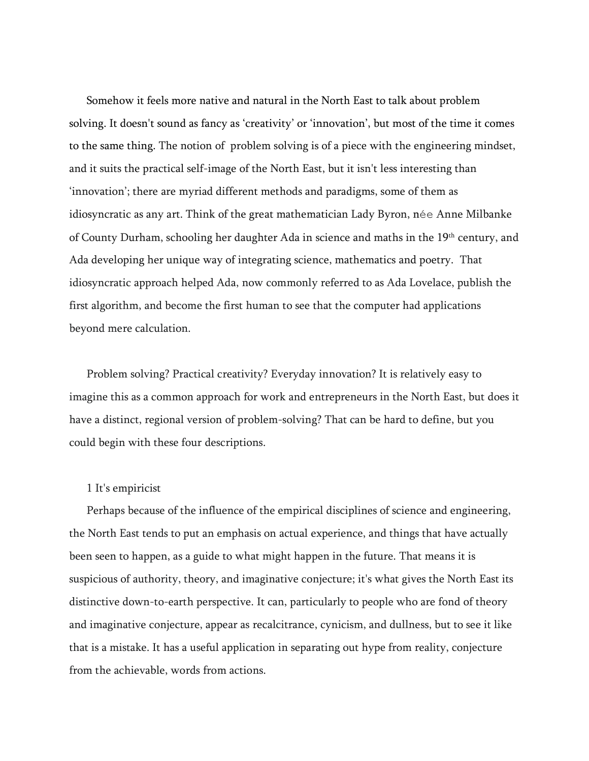Somehow it feels more native and natural in the North East to talk about problem solving. It doesn't sound as fancy as ‘creativity’ or ‘innovation’, but most of the time it comes to the same thing. The notion of  problem solving is of a piece with the engineering mindset, and it suits the practical self-image of the North East, but it isn't less interesting than ‘innovation’; there are myriad different methods and paradigms, some of them as idiosyncratic as any art. Think of the great mathematician Lady Byron, née Anne Milbanke of County Durham, schooling her daughter Ada in science and maths in the 19th century, and Ada developing her unique way of integrating science, mathematics and poetry.  That idiosyncratic approach helped Ada, now commonly referred to as Ada Lovelace, publish the first algorithm, and become the first human to see that the computer had applications beyond mere calculation.

Problem solving? Practical creativity? Everyday innovation? It is relatively easy to imagine this as a common approach for work and entrepreneurs in the North East, but does it have a distinct, regional version of problem-solving? That can be hard to define, but you could begin with these four descriptions.

1 It's empiricist

Perhaps because of the influence of the empirical disciplines of science and engineering, the North East tends to put an emphasis on actual experience, and things that have actually been seen to happen, as a guide to what might happen in the future. That means it is suspicious of authority, theory, and imaginative conjecture; it's what gives the North East its distinctive down-to-earth perspective. It can, particularly to people who are fond of theory and imaginative conjecture, appear as recalcitrance, cynicism, and dullness, but to see it like that is a mistake. It has a useful application in separating out hype from reality, conjecture from the achievable, words from actions.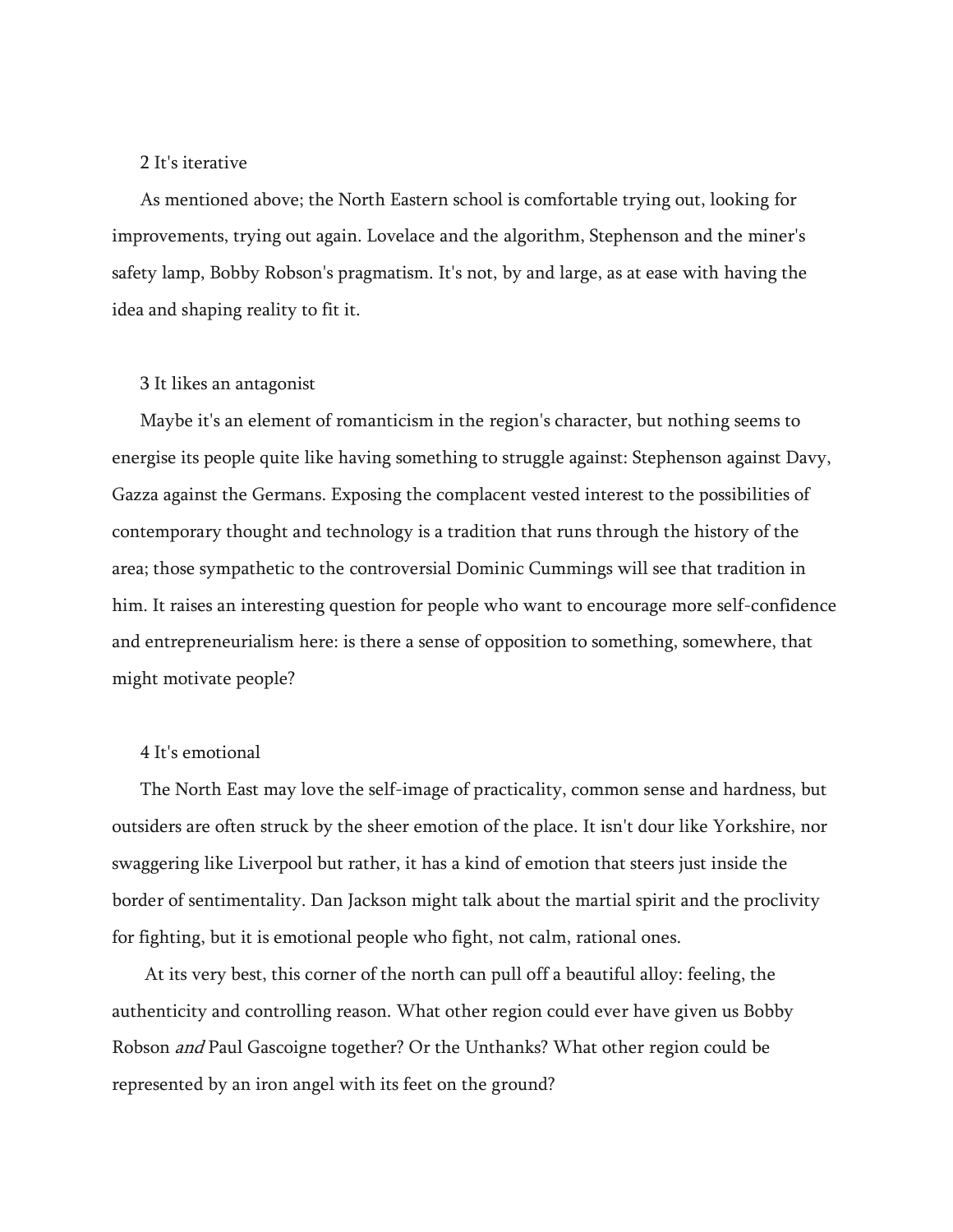## 2 It's iterative

As mentioned above; the North Eastern school is comfortable trying out, looking for improvements, trying out again. Lovelace and the algorithm, Stephenson and the miner's safety lamp, Bobby Robson's pragmatism. It's not, by and large, as at ease with having the idea and shaping reality to fit it.

## 3 It likes an antagonist

Maybe it's an element of romanticism in the region's character, but nothing seems to energise its people quite like having something to struggle against: Stephenson against Davy, Gazza against the Germans. Exposing the complacent vested interest to the possibilities of contemporary thought and technology is a tradition that runs through the history of the area; those sympathetic to the controversial Dominic Cummings will see that tradition in him. It raises an interesting question for people who want to encourage more self-confidence and entrepreneurialism here: is there a sense of opposition to something, somewhere, that might motivate people?

## 4 It's emotional

The North East may love the self-image of practicality, common sense and hardness, but outsiders are often struck by the sheer emotion of the place. It isn't dour like Yorkshire, nor swaggering like Liverpool but rather, it has a kind of emotion that steers just inside the border of sentimentality. Dan Jackson might talk about the martial spirit and the proclivity for fighting, but it is emotional people who fight, not calm, rational ones.

At its very best, this corner of the north can pull off a beautiful alloy: feeling, the authenticity and controlling reason. What other region could ever have given us Bobby Robson *and* Paul Gascoigne together? Or the Unthanks? What other region could be represented by an iron angel with its feet on the ground?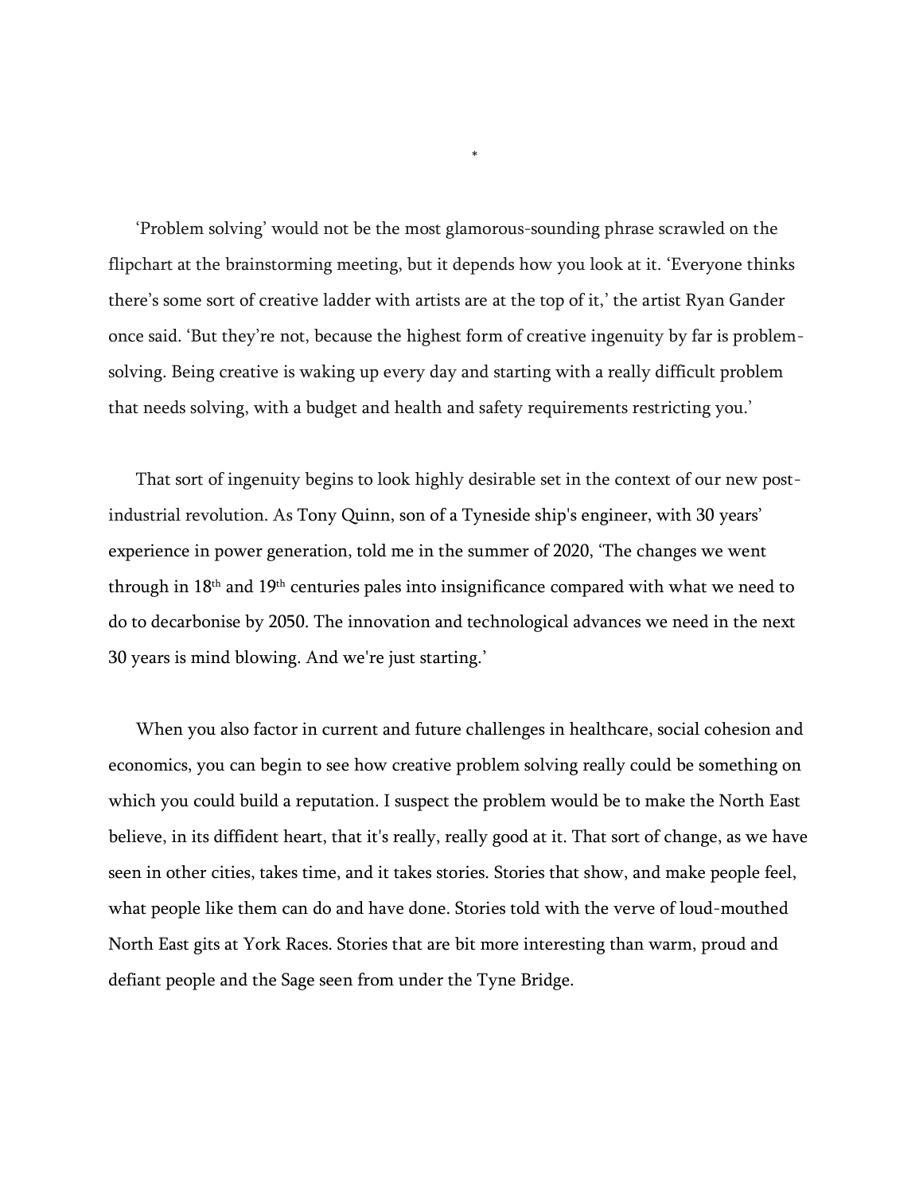*

'Problem solving' would not be the most glamorous-sounding phrase scrawled on the flipchart at the brainstorming meeting, but it depends how you look at it. 'Everyone thinks there's some sort of creative ladder with artists are at the top of it,' the artist Ryan Gander once said. 'But they're not, because the highest form of creative ingenuity by far is problem-solving. Being creative is waking up every day and starting with a really difficult problem that needs solving, with a budget and health and safety requirements restricting you.'

That sort of ingenuity begins to look highly desirable set in the context of our new post-industrial revolution. As Tony Quinn, son of a Tyneside ship's engineer, with 30 years' experience in power generation, told me in the summer of 2020, 'The changes we went through in 18th and 19th centuries pales into insignificance compared with what we need to do to decarbonise by 2050. The innovation and technological advances we need in the next 30 years is mind blowing. And we're just starting.'

When you also factor in current and future challenges in healthcare, social cohesion and economics, you can begin to see how creative problem solving really could be something on which you could build a reputation. I suspect the problem would be to make the North East believe, in its diffident heart, that it's really, really good at it. That sort of change, as we have seen in other cities, takes time, and it takes stories. Stories that show, and make people feel, what people like them can do and have done. Stories told with the verve of loud-mouthed North East gits at York Races. Stories that are bit more interesting than warm, proud and defiant people and the Sage seen from under the Tyne Bridge.